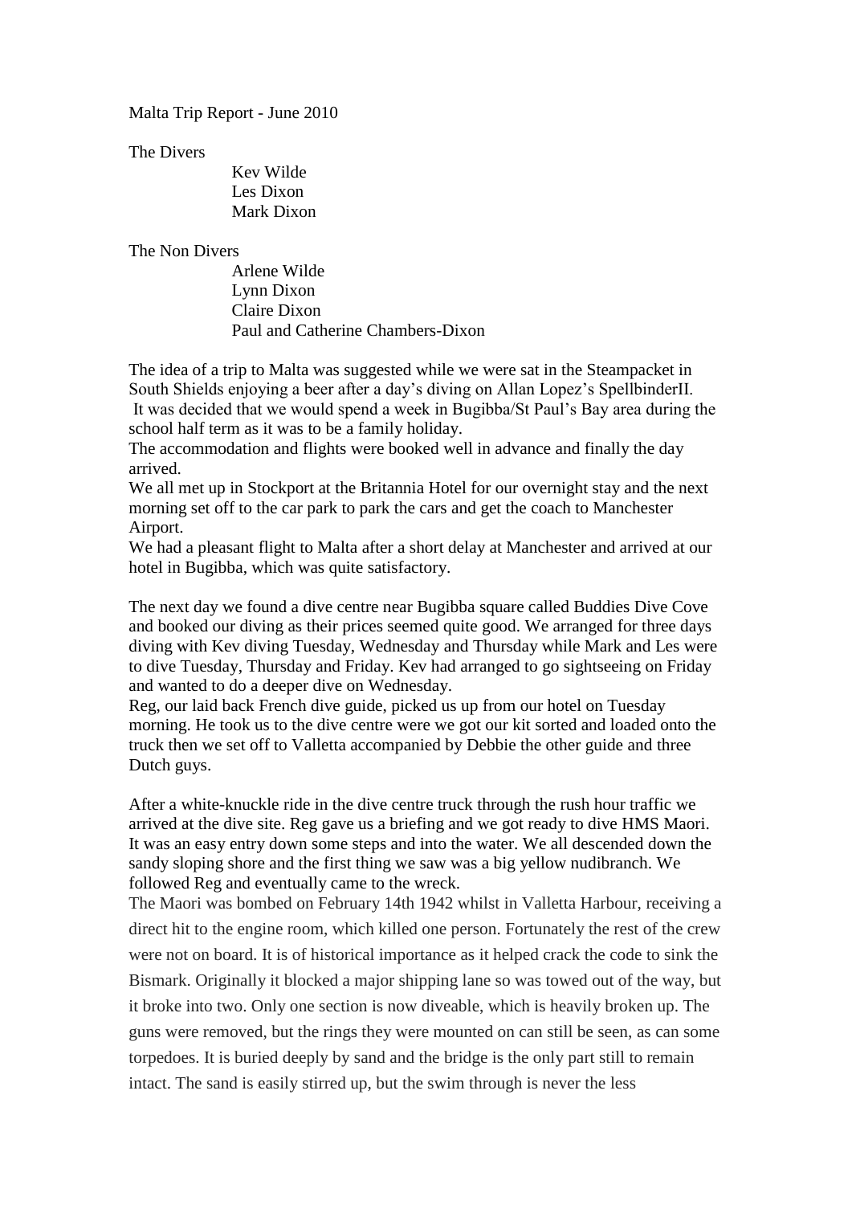Malta Trip Report - June 2010

The Divers

Kev Wilde
Les Dixon
Mark Dixon

The Non Divers

Arlene Wilde
Lynn Dixon
Claire Dixon
Paul and Catherine Chambers-Dixon

The idea of a trip to Malta was suggested while we were sat in the Steampacket in South Shields enjoying a beer after a day's diving on Allan Lopez's SpellbinderII.
It was decided that we would spend a week in Bugibba/St Paul's Bay area during the school half term as it was to be a family holiday.
The accommodation and flights were booked well in advance and finally the day arrived.
We all met up in Stockport at the Britannia Hotel for our overnight stay and the next morning set off to the car park to park the cars and get the coach to Manchester Airport.
We had a pleasant flight to Malta after a short delay at Manchester and arrived at our hotel in Bugibba, which was quite satisfactory.

The next day we found a dive centre near Bugibba square called Buddies Dive Cove and booked our diving as their prices seemed quite good. We arranged for three days diving with Kev diving Tuesday, Wednesday and Thursday while Mark and Les were to dive Tuesday, Thursday and Friday. Kev had arranged to go sightseeing on Friday and wanted to do a deeper dive on Wednesday.
Reg, our laid back French dive guide, picked us up from our hotel on Tuesday morning. He took us to the dive centre were we got our kit sorted and loaded onto the truck then we set off to Valletta accompanied by Debbie the other guide and three Dutch guys.

After a white-knuckle ride in the dive centre truck through the rush hour traffic we arrived at the dive site. Reg gave us a briefing and we got ready to dive HMS Maori. It was an easy entry down some steps and into the water. We all descended down the sandy sloping shore and the first thing we saw was a big yellow nudibranch. We followed Reg and eventually came to the wreck.
The Maori was bombed on February 14th 1942 whilst in Valletta Harbour, receiving a direct hit to the engine room, which killed one person. Fortunately the rest of the crew were not on board. It is of historical importance as it helped crack the code to sink the Bismark. Originally it blocked a major shipping lane so was towed out of the way, but it broke into two. Only one section is now diveable, which is heavily broken up. The guns were removed, but the rings they were mounted on can still be seen, as can some torpedoes. It is buried deeply by sand and the bridge is the only part still to remain intact. The sand is easily stirred up, but the swim through is never the less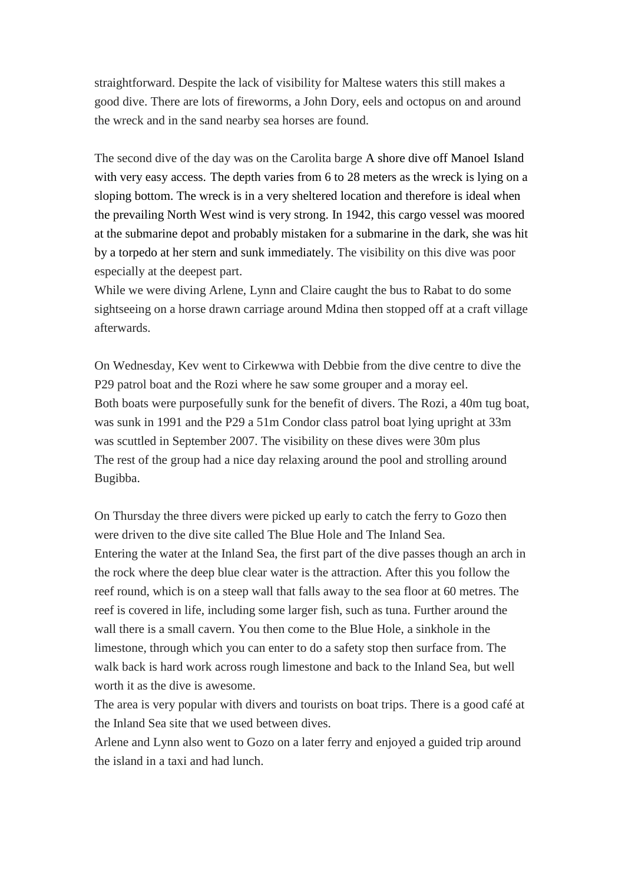straightforward. Despite the lack of visibility for Maltese waters this still makes a good dive. There are lots of fireworms, a John Dory, eels and octopus on and around the wreck and in the sand nearby sea horses are found.

The second dive of the day was on the Carolita barge A shore dive off Manoel Island with very easy access. The depth varies from 6 to 28 meters as the wreck is lying on a sloping bottom. The wreck is in a very sheltered location and therefore is ideal when the prevailing North West wind is very strong. In 1942, this cargo vessel was moored at the submarine depot and probably mistaken for a submarine in the dark, she was hit by a torpedo at her stern and sunk immediately. The visibility on this dive was poor especially at the deepest part.
While we were diving Arlene, Lynn and Claire caught the bus to Rabat to do some sightseeing on a horse drawn carriage around Mdina then stopped off at a craft village afterwards.

On Wednesday, Kev went to Cirkewwa with Debbie from the dive centre to dive the P29 patrol boat and the Rozi where he saw some grouper and a moray eel.
Both boats were purposefully sunk for the benefit of divers. The Rozi, a 40m tug boat, was sunk in 1991 and the P29 a 51m Condor class patrol boat lying upright at 33m was scuttled in September 2007. The visibility on these dives were 30m plus
The rest of the group had a nice day relaxing around the pool and strolling around Bugibba.

On Thursday the three divers were picked up early to catch the ferry to Gozo then were driven to the dive site called The Blue Hole and The Inland Sea.
Entering the water at the Inland Sea, the first part of the dive passes though an arch in the rock where the deep blue clear water is the attraction. After this you follow the reef round, which is on a steep wall that falls away to the sea floor at 60 metres. The reef is covered in life, including some larger fish, such as tuna. Further around the wall there is a small cavern. You then come to the Blue Hole, a sinkhole in the limestone, through which you can enter to do a safety stop then surface from. The walk back is hard work across rough limestone and back to the Inland Sea, but well worth it as the dive is awesome.
The area is very popular with divers and tourists on boat trips. There is a good café at the Inland Sea site that we used between dives.
Arlene and Lynn also went to Gozo on a later ferry and enjoyed a guided trip around the island in a taxi and had lunch.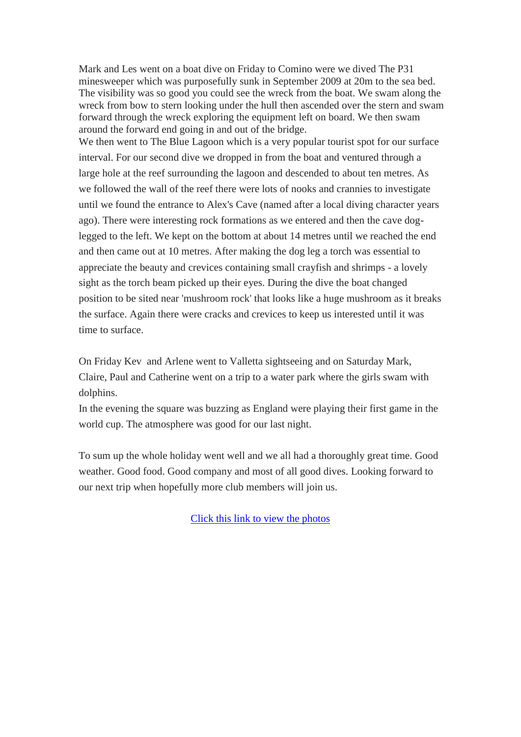Mark and Les went on a boat dive on Friday to Comino were we dived The P31 minesweeper which was purposefully sunk in September 2009 at 20m to the sea bed. The visibility was so good you could see the wreck from the boat. We swam along the wreck from bow to stern looking under the hull then ascended over the stern and swam forward through the wreck exploring the equipment left on board. We then swam around the forward end going in and out of the bridge.
We then went to The Blue Lagoon which is a very popular tourist spot for our surface interval. For our second dive we dropped in from the boat and ventured through a large hole at the reef surrounding the lagoon and descended to about ten metres. As we followed the wall of the reef there were lots of nooks and crannies to investigate until we found the entrance to Alex's Cave (named after a local diving character years ago). There were interesting rock formations as we entered and then the cave dog-legged to the left. We kept on the bottom at about 14 metres until we reached the end and then came out at 10 metres. After making the dog leg a torch was essential to appreciate the beauty and crevices containing small crayfish and shrimps - a lovely sight as the torch beam picked up their eyes. During the dive the boat changed position to be sited near 'mushroom rock' that looks like a huge mushroom as it breaks the surface. Again there were cracks and crevices to keep us interested until it was time to surface.

On Friday Kev and Arlene went to Valletta sightseeing and on Saturday Mark, Claire, Paul and Catherine went on a trip to a water park where the girls swam with dolphins.
In the evening the square was buzzing as England were playing their first game in the world cup. The atmosphere was good for our last night.

To sum up the whole holiday went well and we all had a thoroughly great time. Good weather. Good food. Good company and most of all good dives. Looking forward to our next trip when hopefully more club members will join us.

Click this link to view the photos